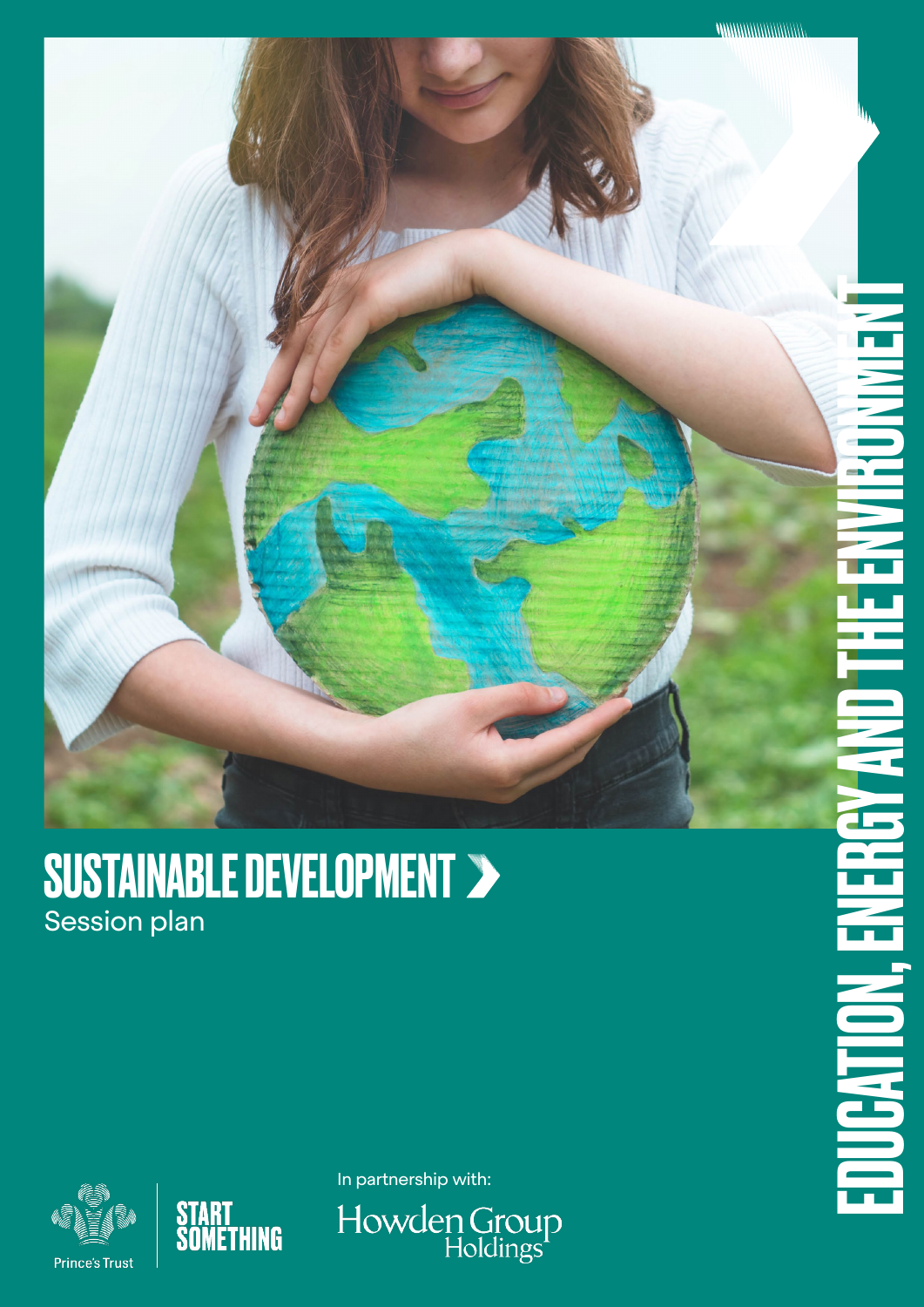# SUSTAINABLE DEVELOPMENT

Session plan

EDUCATION, ENERGY AND THE ENVIRONMENT

Prince's Trust

START SOMETHING

In partnership with:

Howden Group Holdings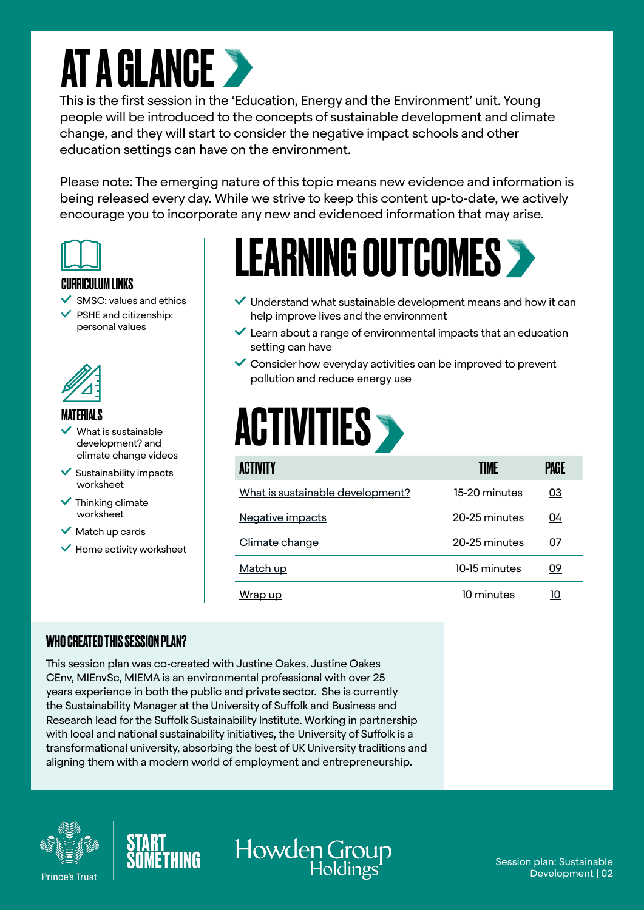# AT A GLANCE

This is the first session in the 'Education, Energy and the Environment' unit. Young people will be introduced to the concepts of sustainable development and climate change, and they will start to consider the negative impact schools and other education settings can have on the environment.

Please note: The emerging nature of this topic means new evidence and information is being released every day. While we strive to keep this content up-to-date, we actively encourage you to incorporate any new and evidenced information that may arise.

### CURRICULUM LINKS

- SMSC: values and ethics
- PSHE and citizenship: personal values

### MATERIALS

- What is sustainable development? and climate change videos
- Sustainability impacts worksheet
- Thinking climate worksheet
- Match up cards
- Home activity worksheet

## LEARNING OUTCOMES

- Understand what sustainable development means and how it can help improve lives and the environment
- Learn about a range of environmental impacts that an education setting can have
- Consider how everyday activities can be improved to prevent pollution and reduce energy use

## ACTIVITIES

| ACTIVITY | TIME | PAGE |
| --- | --- | --- |
| What is sustainable development? | 15-20 minutes | 03 |
| Negative impacts | 20-25 minutes | 04 |
| Climate change | 20-25 minutes | 07 |
| Match up | 10-15 minutes | 09 |
| Wrap up | 10 minutes | 10 |

### WHO CREATED THIS SESSION PLAN?

This session plan was co-created with Justine Oakes. Justine Oakes CEnv, MIEnvSc, MIEMA is an environmental professional with over 25 years experience in both the public and private sector. She is currently the Sustainability Manager at the University of Suffolk and Business and Research lead for the Suffolk Sustainability Institute. Working in partnership with local and national sustainability initiatives, the University of Suffolk is a transformational university, absorbing the best of UK University traditions and aligning them with a modern world of employment and entrepreneurship.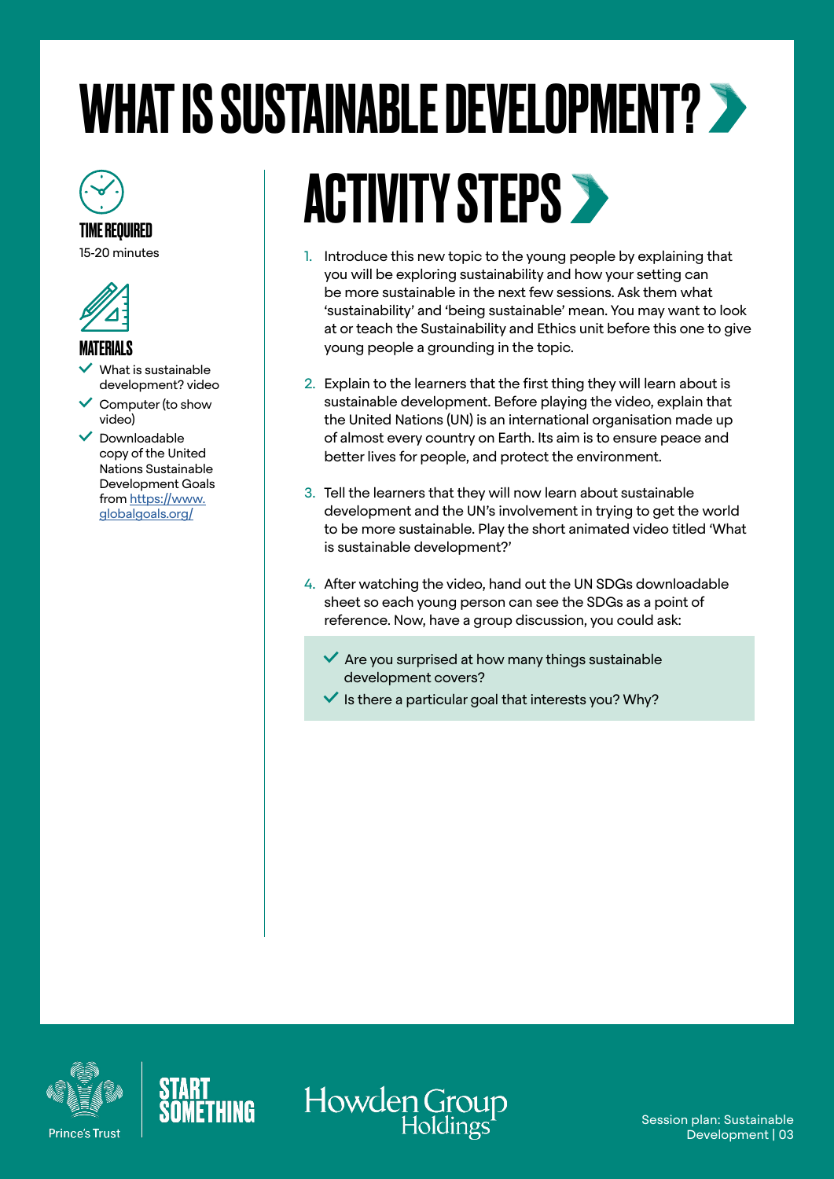# WHAT IS SUSTAINABLE DEVELOPMENT?

### TIME REQUIRED

15-20 minutes

### MATERIALS

- What is sustainable development? video
- Computer (to show video)
- Downloadable copy of the United Nations Sustainable Development Goals from https://www.globalgoals.org/

## ACTIVITY STEPS

1. Introduce this new topic to the young people by explaining that you will be exploring sustainability and how your setting can be more sustainable in the next few sessions. Ask them what 'sustainability' and 'being sustainable' mean. You may want to look at or teach the Sustainability and Ethics unit before this one to give young people a grounding in the topic.

2. Explain to the learners that the first thing they will learn about is sustainable development. Before playing the video, explain that the United Nations (UN) is an international organisation made up of almost every country on Earth. Its aim is to ensure peace and better lives for people, and protect the environment.

3. Tell the learners that they will now learn about sustainable development and the UN's involvement in trying to get the world to be more sustainable. Play the short animated video titled 'What is sustainable development?'

4. After watching the video, hand out the UN SDGs downloadable sheet so each young person can see the SDGs as a point of reference. Now, have a group discussion, you could ask:

- Are you surprised at how many things sustainable development covers?
- Is there a particular goal that interests you? Why?

Prince's Trust | START SOMETHING | Howden Group Holdings

Session plan: Sustainable Development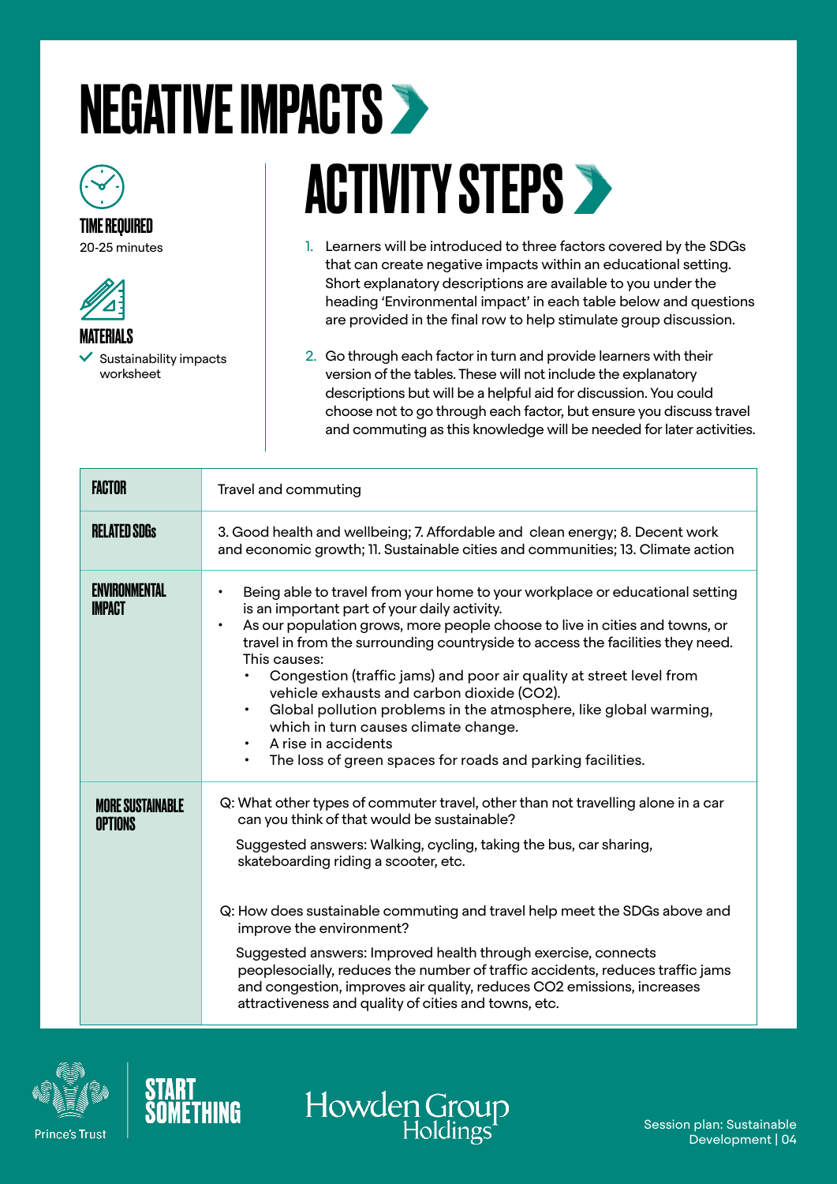# NEGATIVE IMPACTS

**TIME REQUIRED**
20-25 minutes

**MATERIALS**
- Sustainability impacts worksheet

## ACTIVITY STEPS

1. Learners will be introduced to three factors covered by the SDGs that can create negative impacts within an educational setting. Short explanatory descriptions are available to you under the heading 'Environmental impact' in each table below and questions are provided in the final row to help stimulate group discussion.

2. Go through each factor in turn and provide learners with their version of the tables. These will not include the explanatory descriptions but will be a helpful aid for discussion. You could choose not to go through each factor, but ensure you discuss travel and commuting as this knowledge will be needed for later activities.

| FACTOR | Travel and commuting |
|---|---|
| RELATED SDGs | 3. Good health and wellbeing; 7. Affordable and clean energy; 8. Decent work and economic growth; 11. Sustainable cities and communities; 13. Climate action |
| ENVIRONMENTAL IMPACT | • Being able to travel from your home to your workplace or educational setting is an important part of your daily activity.<br>• As our population grows, more people choose to live in cities and towns, or travel in from the surrounding countryside to access the facilities they need. This causes:<br>  • Congestion (traffic jams) and poor air quality at street level from vehicle exhausts and carbon dioxide ($CO_2$).<br>  • Global pollution problems in the atmosphere, like global warming, which in turn causes climate change.<br>  • A rise in accidents<br>  • The loss of green spaces for roads and parking facilities. |
| MORE SUSTAINABLE OPTIONS | Q: What other types of commuter travel, other than not travelling alone in a car can you think of that would be sustainable?<br><br>Suggested answers: Walking, cycling, taking the bus, car sharing, skateboarding riding a scooter, etc.<br><br>Q: How does sustainable commuting and travel help meet the SDGs above and improve the environment?<br><br>Suggested answers: Improved health through exercise, connects peoplesocially, reduces the number of traffic accidents, reduces traffic jams and congestion, improves air quality, reduces $CO_2$ emissions, increases attractiveness and quality of cities and towns, etc. |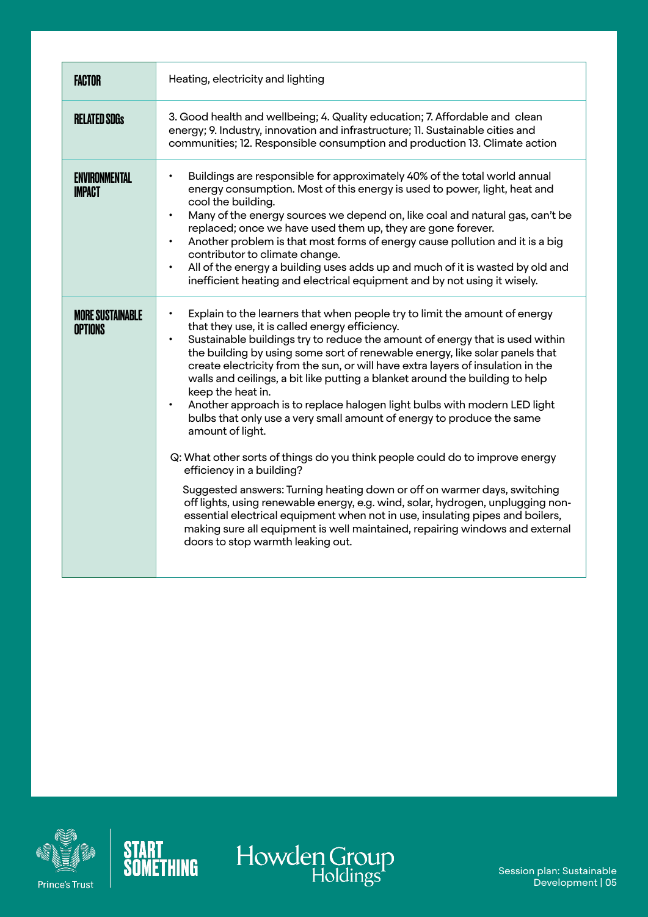| FACTOR | Heating, electricity and lighting |
|---|---|
| RELATED SDGs | 3. Good health and wellbeing; 4. Quality education; 7. Affordable and clean energy; 9. Industry, innovation and infrastructure; 11. Sustainable cities and communities; 12. Responsible consumption and production 13. Climate action |
| ENVIRONMENTAL IMPACT | • Buildings are responsible for approximately 40% of the total world annual energy consumption. Most of this energy is used to power, light, heat and cool the building.<br>• Many of the energy sources we depend on, like coal and natural gas, can't be replaced; once we have used them up, they are gone forever.<br>• Another problem is that most forms of energy cause pollution and it is a big contributor to climate change.<br>• All of the energy a building uses adds up and much of it is wasted by old and inefficient heating and electrical equipment and by not using it wisely. |
| MORE SUSTAINABLE OPTIONS | • Explain to the learners that when people try to limit the amount of energy that they use, it is called energy efficiency.<br>• Sustainable buildings try to reduce the amount of energy that is used within the building by using some sort of renewable energy, like solar panels that create electricity from the sun, or will have extra layers of insulation in the walls and ceilings, a bit like putting a blanket around the building to help keep the heat in.<br>• Another approach is to replace halogen light bulbs with modern LED light bulbs that only use a very small amount of energy to produce the same amount of light.<br><br>Q: What other sorts of things do you think people could do to improve energy efficiency in a building?<br><br>Suggested answers: Turning heating down or off on warmer days, switching off lights, using renewable energy, e.g. wind, solar, hydrogen, unplugging non-essential electrical equipment when not in use, insulating pipes and boilers, making sure all equipment is well maintained, repairing windows and external doors to stop warmth leaking out. |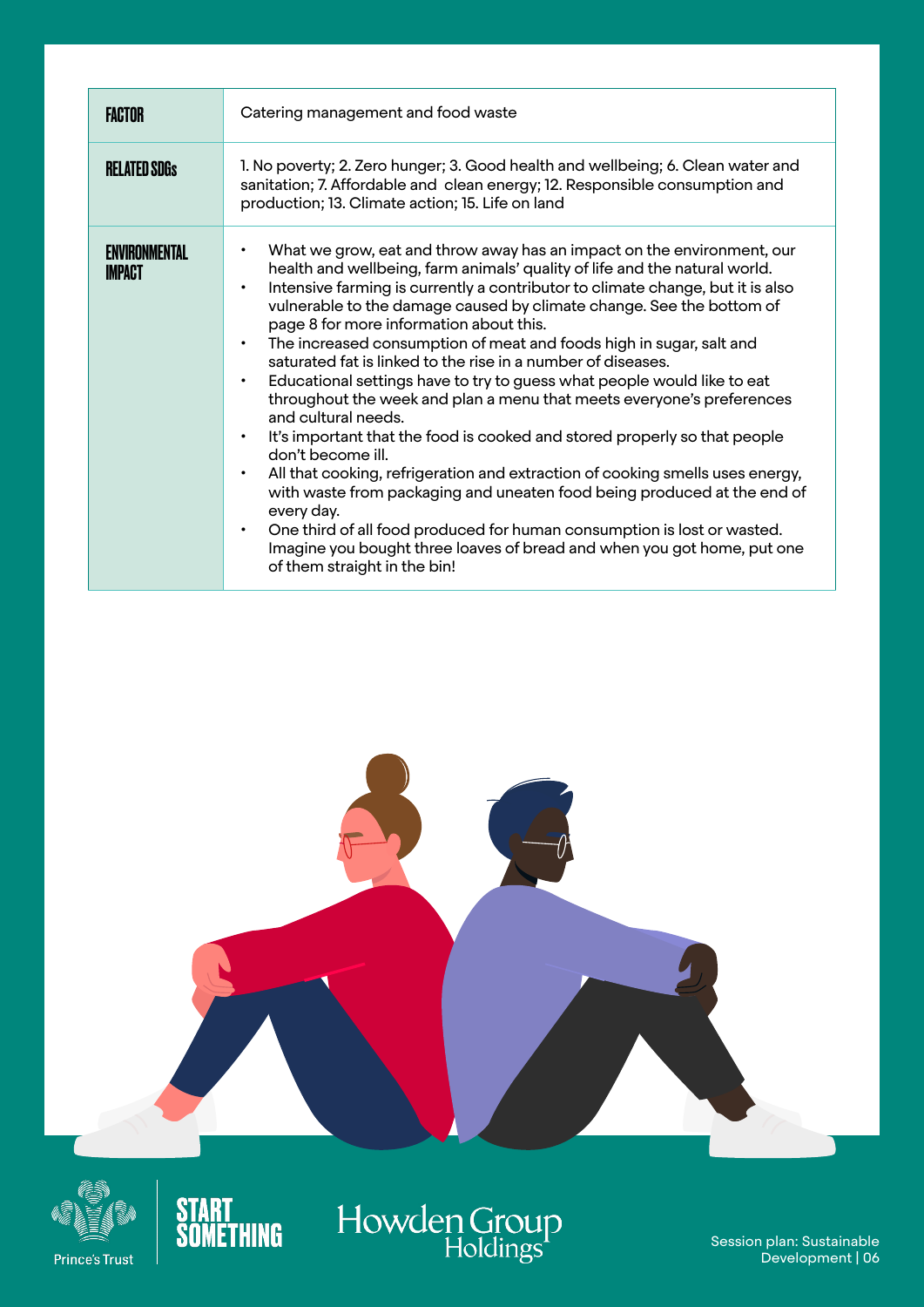| FACTOR | Catering management and food waste |
| --- | --- |
| RELATED SDGs | 1. No poverty; 2. Zero hunger; 3. Good health and wellbeing; 6. Clean water and sanitation; 7. Affordable and clean energy; 12. Responsible consumption and production; 13. Climate action; 15. Life on land |
| ENVIRONMENTAL IMPACT | • What we grow, eat and throw away has an impact on the environment, our health and wellbeing, farm animals' quality of life and the natural world.<br>• Intensive farming is currently a contributor to climate change, but it is also vulnerable to the damage caused by climate change. See the bottom of page 8 for more information about this.<br>• The increased consumption of meat and foods high in sugar, salt and saturated fat is linked to the rise in a number of diseases.<br>• Educational settings have to try to guess what people would like to eat throughout the week and plan a menu that meets everyone's preferences and cultural needs.<br>• It's important that the food is cooked and stored properly so that people don't become ill.<br>• All that cooking, refrigeration and extraction of cooking smells uses energy, with waste from packaging and uneaten food being produced at the end of every day.<br>• One third of all food produced for human consumption is lost or wasted. Imagine you bought three loaves of bread and when you got home, put one of them straight in the bin! |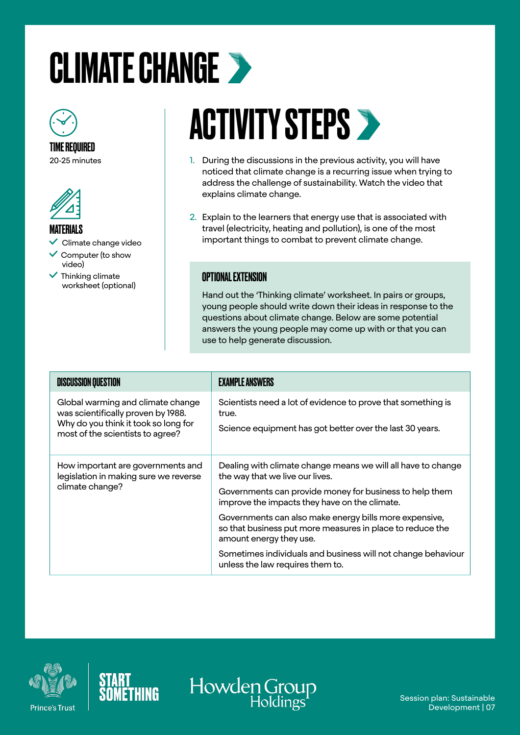# CLIMATE CHANGE

**TIME REQUIRED**

20-25 minutes

**MATERIALS**

- Climate change video
- Computer (to show video)
- Thinking climate worksheet (optional)

## ACTIVITY STEPS

1. During the discussions in the previous activity, you will have noticed that climate change is a recurring issue when trying to address the challenge of sustainability. Watch the video that explains climate change.
2. Explain to the learners that energy use that is associated with travel (electricity, heating and pollution), is one of the most important things to combat to prevent climate change.

### OPTIONAL EXTENSION

Hand out the 'Thinking climate' worksheet. In pairs or groups, young people should write down their ideas in response to the questions about climate change. Below are some potential answers the young people may come up with or that you can use to help generate discussion.

| DISCUSSION QUESTION | EXAMPLE ANSWERS |
|---|---|
| Global warming and climate change was scientifically proven by 1988. Why do you think it took so long for most of the scientists to agree? | Scientists need a lot of evidence to prove that something is true.<br><br>Science equipment has got better over the last 30 years. |
| How important are governments and legislation in making sure we reverse climate change? | Dealing with climate change means we will all have to change the way that we live our lives.<br><br>Governments can provide money for business to help them improve the impacts they have on the climate.<br><br>Governments can also make energy bills more expensive, so that business put more measures in place to reduce the amount energy they use.<br><br>Sometimes individuals and business will not change behaviour unless the law requires them to. |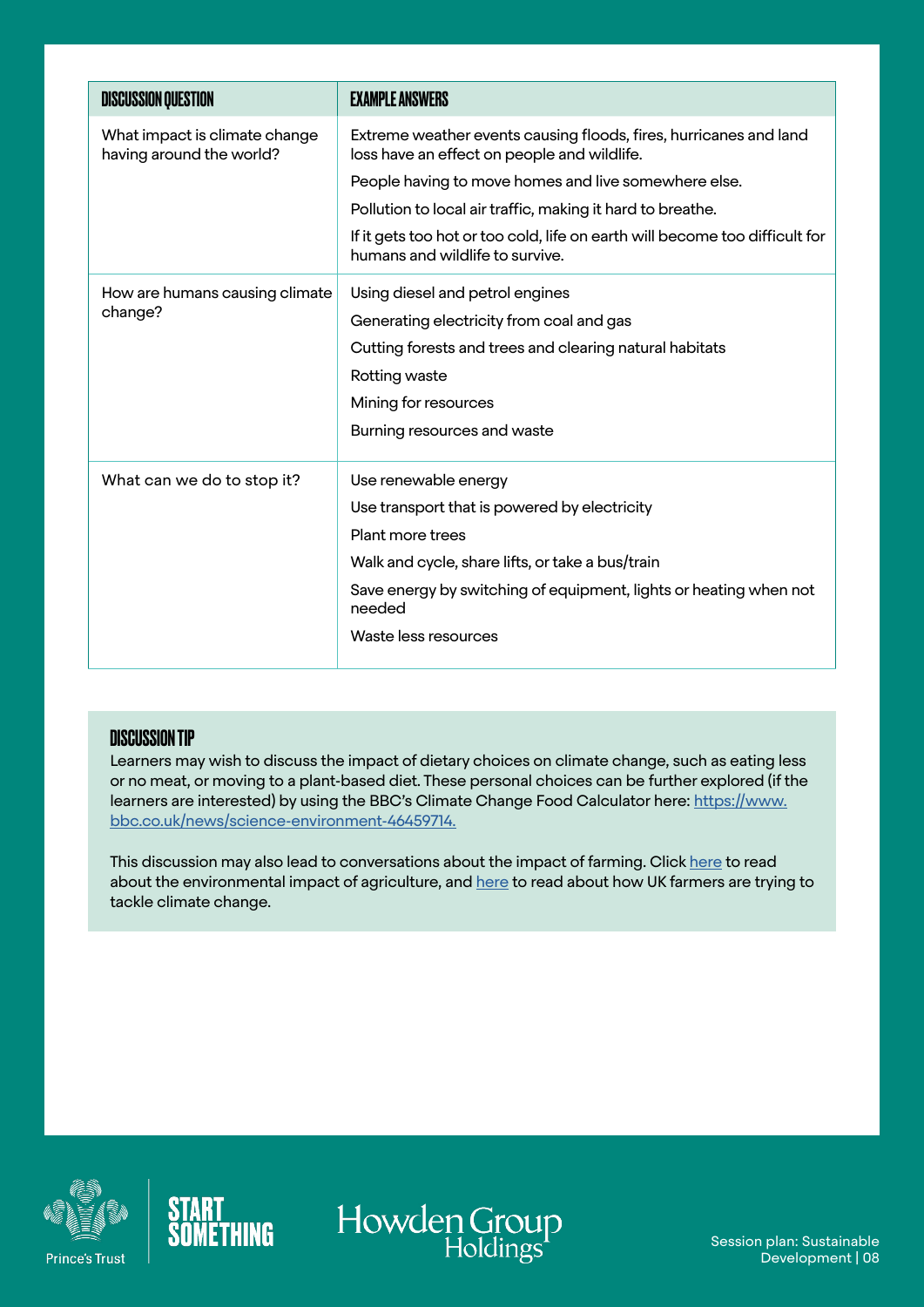| DISCUSSION QUESTION | EXAMPLE ANSWERS |
| --- | --- |
| What impact is climate change having around the world? | Extreme weather events causing floods, fires, hurricanes and land loss have an effect on people and wildlife.<br>People having to move homes and live somewhere else.<br>Pollution to local air traffic, making it hard to breathe.<br>If it gets too hot or too cold, life on earth will become too difficult for humans and wildlife to survive. |
| How are humans causing climate change? | Using diesel and petrol engines<br>Generating electricity from coal and gas<br>Cutting forests and trees and clearing natural habitats<br>Rotting waste<br>Mining for resources<br>Burning resources and waste |
| What can we do to stop it? | Use renewable energy<br>Use transport that is powered by electricity<br>Plant more trees<br>Walk and cycle, share lifts, or take a bus/train<br>Save energy by switching of equipment, lights or heating when not needed<br>Waste less resources |

### DISCUSSION TIP

Learners may wish to discuss the impact of dietary choices on climate change, such as eating less or no meat, or moving to a plant-based diet. These personal choices can be further explored (if the learners are interested) by using the BBC's Climate Change Food Calculator here: https://www.bbc.co.uk/news/science-environment-46459714.

This discussion may also lead to conversations about the impact of farming. Click here to read about the environmental impact of agriculture, and here to read about how UK farmers are trying to tackle climate change.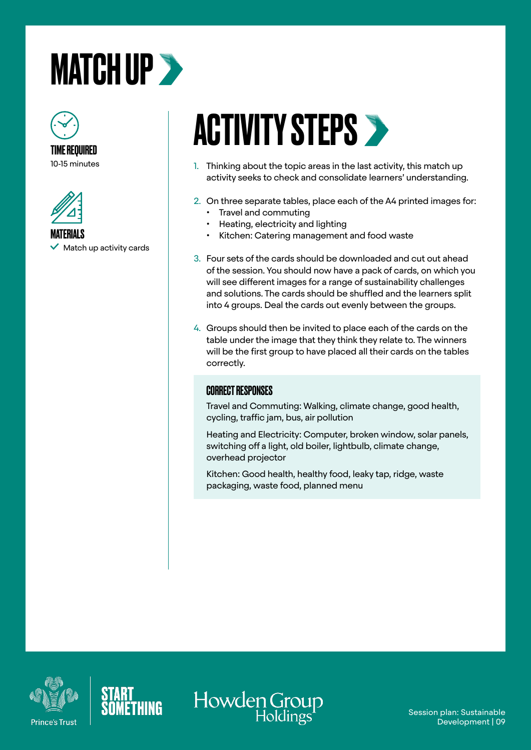# MATCH UP

**TIME REQUIRED**
10-15 minutes

**MATERIALS**
- ✓ Match up activity cards

## ACTIVITY STEPS

1. Thinking about the topic areas in the last activity, this match up activity seeks to check and consolidate learners' understanding.
2. On three separate tables, place each of the A4 printed images for:
   - Travel and commuting
   - Heating, electricity and lighting
   - Kitchen: Catering management and food waste
3. Four sets of the cards should be downloaded and cut out ahead of the session. You should now have a pack of cards, on which you will see different images for a range of sustainability challenges and solutions. The cards should be shuffled and the learners split into 4 groups. Deal the cards out evenly between the groups.
4. Groups should then be invited to place each of the cards on the table under the image that they think they relate to. The winners will be the first group to have placed all their cards on the tables correctly.

### CORRECT RESPONSES

Travel and Commuting: Walking, climate change, good health, cycling, traffic jam, bus, air pollution

Heating and Electricity: Computer, broken window, solar panels, switching off a light, old boiler, lightbulb, climate change, overhead projector

Kitchen: Good health, healthy food, leaky tap, ridge, waste packaging, waste food, planned menu

Prince's Trust | START SOMETHING | Howden Group Holdings

Session plan: Sustainable Development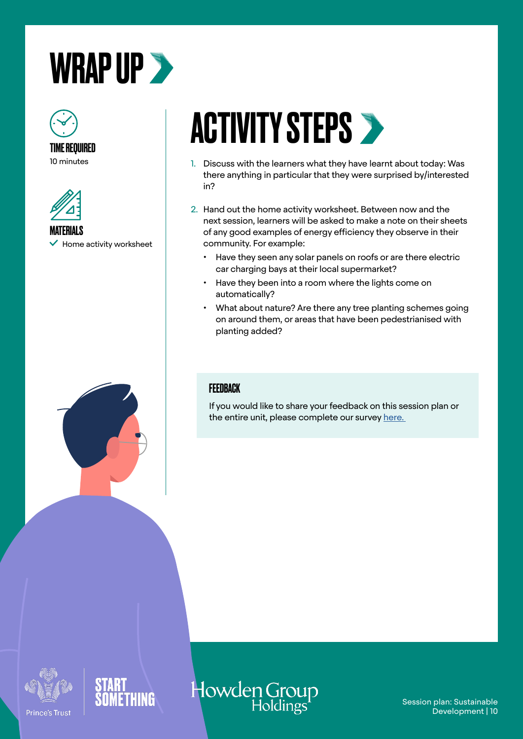# WRAP UP

**TIME REQUIRED**
10 minutes

**MATERIALS**
✓ Home activity worksheet

## ACTIVITY STEPS

1. Discuss with the learners what they have learnt about today: Was there anything in particular that they were surprised by/interested in?
2. Hand out the home activity worksheet. Between now and the next session, learners will be asked to make a note on their sheets of any good examples of energy efficiency they observe in their community. For example:
   - Have they seen any solar panels on roofs or are there electric car charging bays at their local supermarket?
   - Have they been into a room where the lights come on automatically?
   - What about nature? Are there any tree planting schemes going on around them, or areas that have been pedestrianised with planting added?

### FEEDBACK

If you would like to share your feedback on this session plan or the entire unit, please complete our survey here.

Prince's Trust | START SOMETHING | Howden Group Holdings